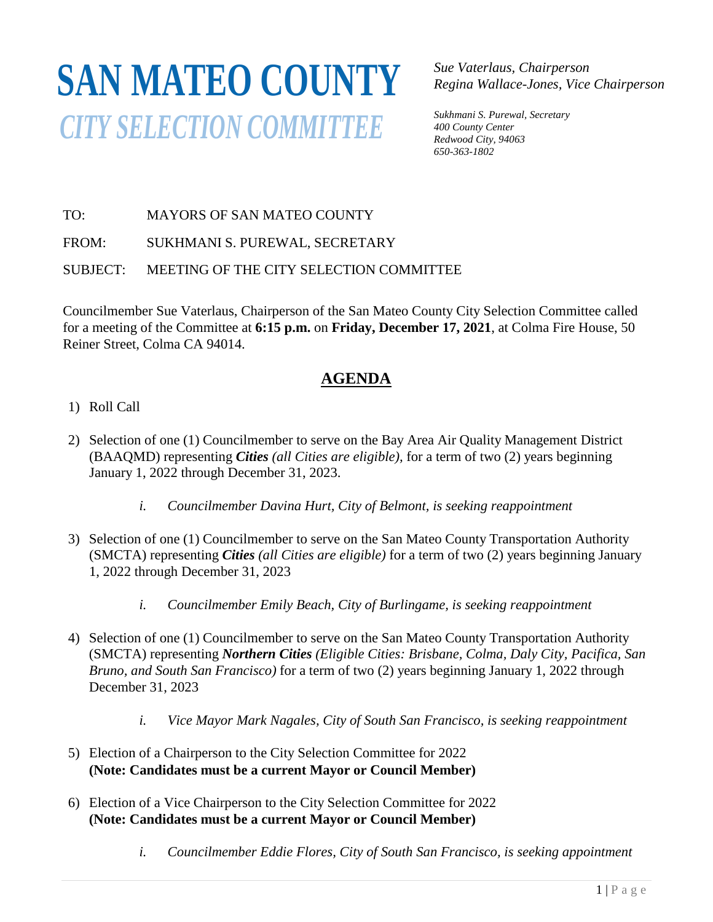# SAN MATEO COUNTY

## *CITY SELECTION COMMITTEE*

*Sue Vaterlaus, Chairperson*
*Regina Wallace-Jones, Vice Chairperson*

*Sukhmani S. Purewal, Secretary*
*400 County Center*
*Redwood City, 94063*
*650-363-1802*

TO: MAYORS OF SAN MATEO COUNTY

FROM: SUKHMANI S. PUREWAL, SECRETARY

SUBJECT: MEETING OF THE CITY SELECTION COMMITTEE

Councilmember Sue Vaterlaus, Chairperson of the San Mateo County City Selection Committee called for a meeting of the Committee at **6:15 p.m.** on **Friday, December 17, 2021**, at Colma Fire House, 50 Reiner Street, Colma CA 94014.

## AGENDA

1) Roll Call

2) Selection of one (1) Councilmember to serve on the Bay Area Air Quality Management District (BAAQMD) representing ***Cities*** *(all Cities are eligible),* for a term of two (2) years beginning January 1, 2022 through December 31, 2023.

    i. *Councilmember Davina Hurt, City of Belmont, is seeking reappointment*

3) Selection of one (1) Councilmember to serve on the San Mateo County Transportation Authority (SMCTA) representing ***Cities*** *(all Cities are eligible)* for a term of two (2) years beginning January 1, 2022 through December 31, 2023

    i. *Councilmember Emily Beach, City of Burlingame, is seeking reappointment*

4) Selection of one (1) Councilmember to serve on the San Mateo County Transportation Authority (SMCTA) representing ***Northern Cities*** *(Eligible Cities: Brisbane, Colma, Daly City, Pacifica, San Bruno, and South San Francisco)* for a term of two (2) years beginning January 1, 2022 through December 31, 2023

    i. *Vice Mayor Mark Nagales, City of South San Francisco, is seeking reappointment*

5) Election of a Chairperson to the City Selection Committee for 2022
   **(Note: Candidates must be a current Mayor or Council Member)**

6) Election of a Vice Chairperson to the City Selection Committee for 2022
   **(Note: Candidates must be a current Mayor or Council Member)**

    i. *Councilmember Eddie Flores, City of South San Francisco, is seeking appointment*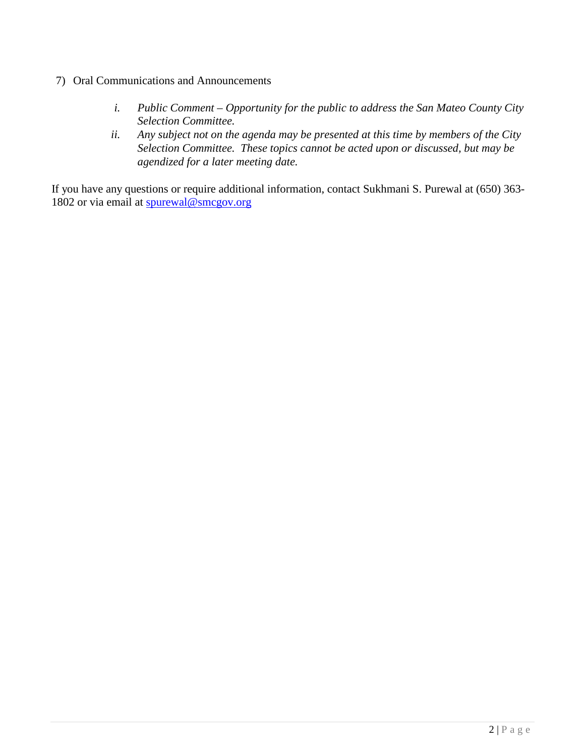7) Oral Communications and Announcements

   i. *Public Comment – Opportunity for the public to address the San Mateo County City Selection Committee.*

   ii. *Any subject not on the agenda may be presented at this time by members of the City Selection Committee. These topics cannot be acted upon or discussed, but may be agendized for a later meeting date.*

If you have any questions or require additional information, contact Sukhmani S. Purewal at (650) 363-1802 or via email at spurewal@smcgov.org